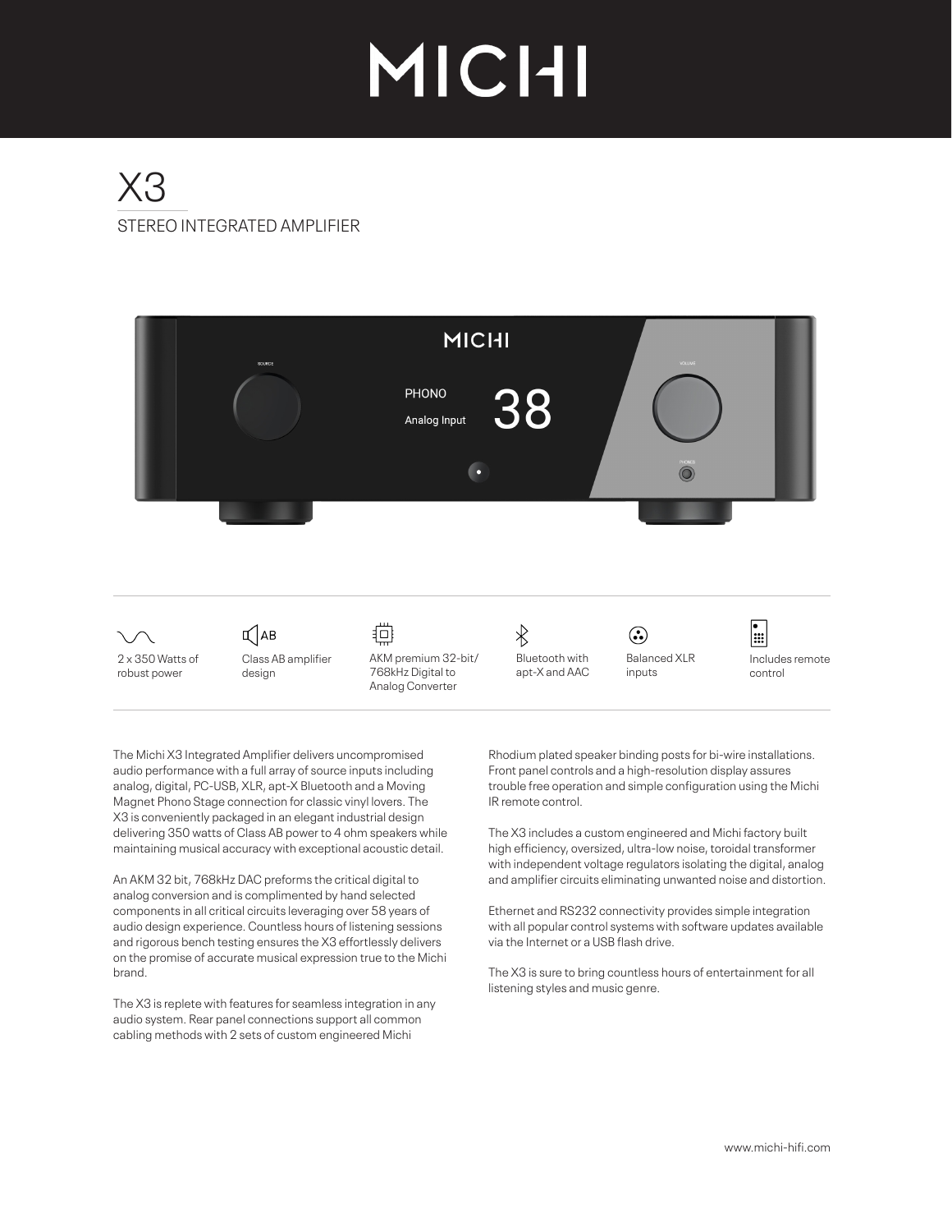# MICHI

## X3

STEREO INTEGRATED AMPLIFIER

- 2 x 350 Watts of robust power
- Class AB amplifier design
- AKM premium 32-bit/ 768kHz Digital to Analog Converter
- Bluetooth with apt-X and AAC
- Balanced XLR inputs
- Includes remote control

The Michi X3 Integrated Amplifier delivers uncompromised audio performance with a full array of source inputs including analog, digital, PC-USB, XLR, apt-X Bluetooth and a Moving Magnet Phono Stage connection for classic vinyl lovers. The X3 is conveniently packaged in an elegant industrial design delivering 350 watts of Class AB power to 4 ohm speakers while maintaining musical accuracy with exceptional acoustic detail.

An AKM 32 bit, 768kHz DAC preforms the critical digital to analog conversion and is complimented by hand selected components in all critical circuits leveraging over 58 years of audio design experience. Countless hours of listening sessions and rigorous bench testing ensures the X3 effortlessly delivers on the promise of accurate musical expression true to the Michi brand.

The X3 is replete with features for seamless integration in any audio system. Rear panel connections support all common cabling methods with 2 sets of custom engineered Michi Rhodium plated speaker binding posts for bi-wire installations. Front panel controls and a high-resolution display assures trouble free operation and simple configuration using the Michi IR remote control.

The X3 includes a custom engineered and Michi factory built high efficiency, oversized, ultra-low noise, toroidal transformer with independent voltage regulators isolating the digital, analog and amplifier circuits eliminating unwanted noise and distortion.

Ethernet and RS232 connectivity provides simple integration with all popular control systems with software updates available via the Internet or a USB flash drive.

The X3 is sure to bring countless hours of entertainment for all listening styles and music genre.

www.michi-hifi.com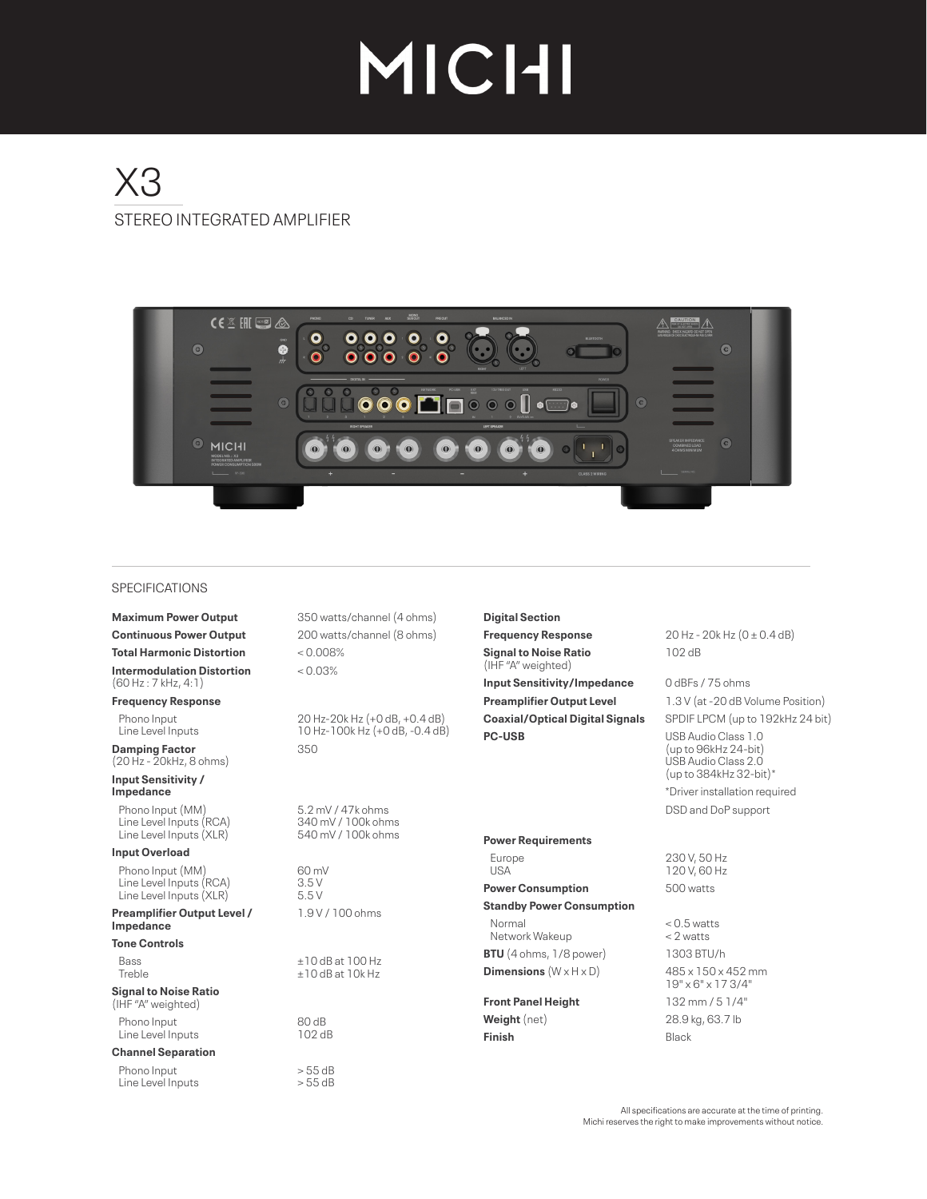# MICHI

# X3

## STEREO INTEGRATED AMPLIFIER

### SPECIFICATIONS

| | |
|---|---|
| **Maximum Power Output** | 350 watts/channel (4 ohms) |
| **Continuous Power Output** | 200 watts/channel (8 ohms) |
| **Total Harmonic Distortion** | < 0.008% |
| **Intermodulation Distortion** (60 Hz : 7 kHz, 4:1) | < 0.03% |
| **Frequency Response** | |
| Phono Input | 20 Hz-20k Hz (+0 dB, +0.4 dB) |
| Line Level Inputs | 10 Hz-100k Hz (+0 dB, -0.4 dB) |
| **Damping Factor** (20 Hz - 20kHz, 8 ohms) | 350 |
| **Input Sensitivity / Impedance** | |
| Phono Input (MM) | 5.2 mV / 47k ohms |
| Line Level Inputs (RCA) | 340 mV / 100k ohms |
| Line Level Inputs (XLR) | 540 mV / 100k ohms |
| **Input Overload** | |
| Phono Input (MM) | 60 mV |
| Line Level Inputs (RCA) | 3.5 V |
| Line Level Inputs (XLR) | 5.5 V |
| **Preamplifier Output Level / Impedance** | 1.9 V / 100 ohms |
| **Tone Controls** | |
| Bass | ±10 dB at 100 Hz |
| Treble | ±10 dB at 10k Hz |
| **Signal to Noise Ratio** (IHF "A" weighted) | |
| Phono Input | 80 dB |
| Line Level Inputs | 102 dB |
| **Channel Separation** | |
| Phono Input | > 55 dB |
| Line Level Inputs | > 55 dB |

| | |
|---|---|
| **Digital Section** | |
| **Frequency Response** | 20 Hz - 20k Hz (0 ± 0.4 dB) |
| **Signal to Noise Ratio** (IHF "A" weighted) | 102 dB |
| **Input Sensitivity/Impedance** | 0 dBFs / 75 ohms |
| **Preamplifier Output Level** | 1.3 V (at -20 dB Volume Position) |
| **Coaxial/Optical Digital Signals** | SPDIF LPCM (up to 192kHz 24 bit) |
| **PC-USB** | USB Audio Class 1.0 (up to 96kHz 24-bit) USB Audio Class 2.0 (up to 384kHz 32-bit)* |
| | *Driver installation required |
| | DSD and DoP support |
| **Power Requirements** | |
| Europe | 230 V, 50 Hz |
| USA | 120 V, 60 Hz |
| **Power Consumption** | 500 watts |
| **Standby Power Consumption** | |
| Normal | < 0.5 watts |
| Network Wakeup | < 2 watts |
| **BTU** (4 ohms, 1/8 power) | 1303 BTU/h |
| **Dimensions** (W x H x D) | 485 x 150 x 452 mm 19" x 6" x 17 3/4" |
| **Front Panel Height** | 132 mm / 5 1/4" |
| **Weight** (net) | 28.9 kg, 63.7 lb |
| **Finish** | Black |

All specifications are accurate at the time of printing.
Michi reserves the right to make improvements without notice.